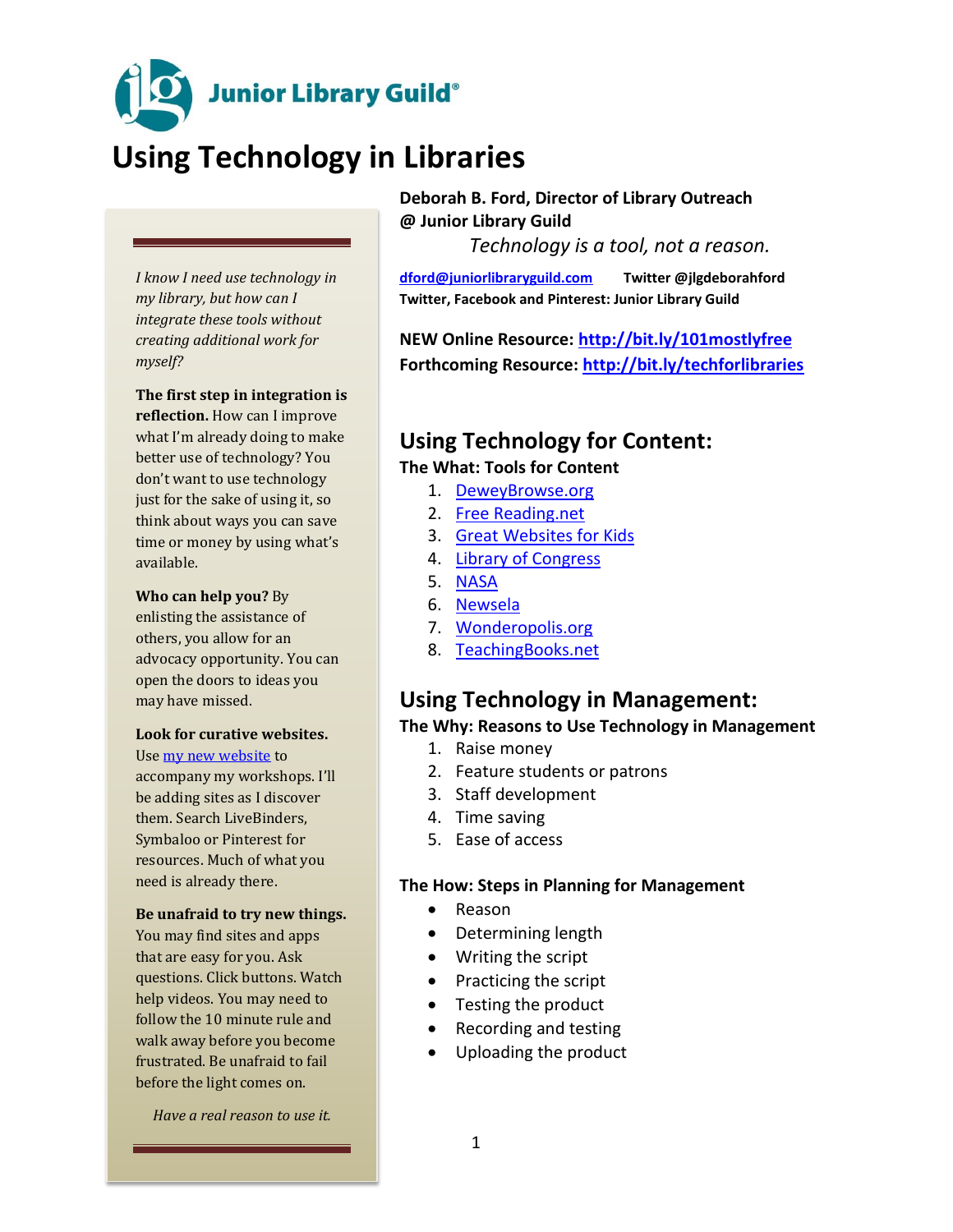Junior Library Guild®

# Using Technology in Libraries

**Deborah B. Ford, Director of Library Outreach @ Junior Library Guild**

*Technology is a tool, not a reason.*

dford@juniorlibraryguild.com  **Twitter @jlgdeborahford**
**Twitter, Facebook and Pinterest: Junior Library Guild**

**NEW Online Resource: http://bit.ly/101mostlyfree**
**Forthcoming Resource: http://bit.ly/techforlibraries**

*I know I need use technology in my library, but how can I integrate these tools without creating additional work for myself?*

**The first step in integration is reflection.** How can I improve what I'm already doing to make better use of technology? You don't want to use technology just for the sake of using it, so think about ways you can save time or money by using what's available.

**Who can help you?** By enlisting the assistance of others, you allow for an advocacy opportunity. You can open the doors to ideas you may have missed.

**Look for curative websites.** Use my new website to accompany my workshops. I'll be adding sites as I discover them. Search LiveBinders, Symbaloo or Pinterest for resources. Much of what you need is already there.

**Be unafraid to try new things.** You may find sites and apps that are easy for you. Ask questions. Click buttons. Watch help videos. You may need to follow the 10 minute rule and walk away before you become frustrated. Be unafraid to fail before the light comes on.

*Have a real reason to use it.*

## Using Technology for Content:

### The What: Tools for Content

1. DeweyBrowse.org
2. Free Reading.net
3. Great Websites for Kids
4. Library of Congress
5. NASA
6. Newsela
7. Wonderopolis.org
8. TeachingBooks.net

## Using Technology in Management:

### The Why: Reasons to Use Technology in Management

1. Raise money
2. Feature students or patrons
3. Staff development
4. Time saving
5. Ease of access

### The How: Steps in Planning for Management

- Reason
- Determining length
- Writing the script
- Practicing the script
- Testing the product
- Recording and testing
- Uploading the product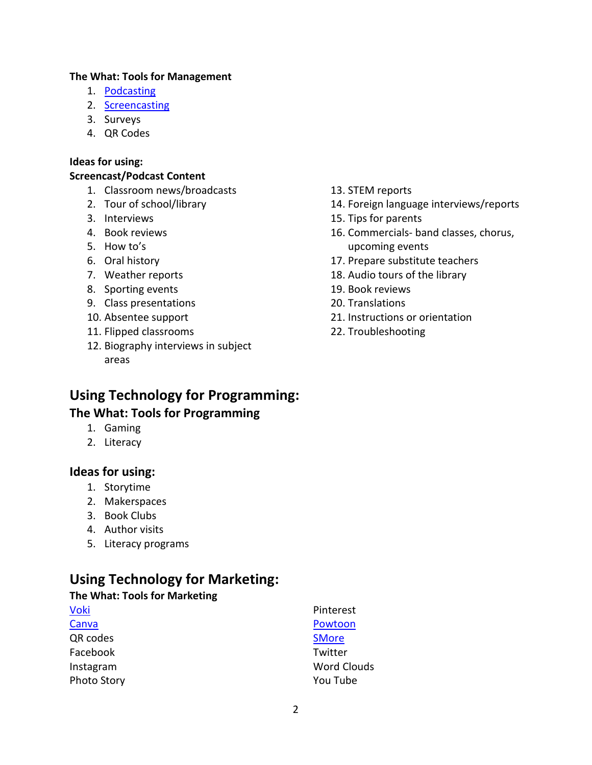**The What: Tools for Management**

1. Podcasting
2. Screencasting
3. Surveys
4. QR Codes

**Ideas for using:**
**Screencast/Podcast Content**

1. Classroom news/broadcasts
2. Tour of school/library
3. Interviews
4. Book reviews
5. How to's
6. Oral history
7. Weather reports
8. Sporting events
9. Class presentations
10. Absentee support
11. Flipped classrooms
12. Biography interviews in subject areas
13. STEM reports
14. Foreign language interviews/reports
15. Tips for parents
16. Commercials- band classes, chorus, upcoming events
17. Prepare substitute teachers
18. Audio tours of the library
19. Book reviews
20. Translations
21. Instructions or orientation
22. Troubleshooting

## Using Technology for Programming:

### The What: Tools for Programming

1. Gaming
2. Literacy

### Ideas for using:

1. Storytime
2. Makerspaces
3. Book Clubs
4. Author visits
5. Literacy programs

## Using Technology for Marketing:

**The What: Tools for Marketing**

Voki
Canva
QR codes
Facebook
Instagram
Photo Story
Pinterest
Powtoon
SMore
Twitter
Word Clouds
You Tube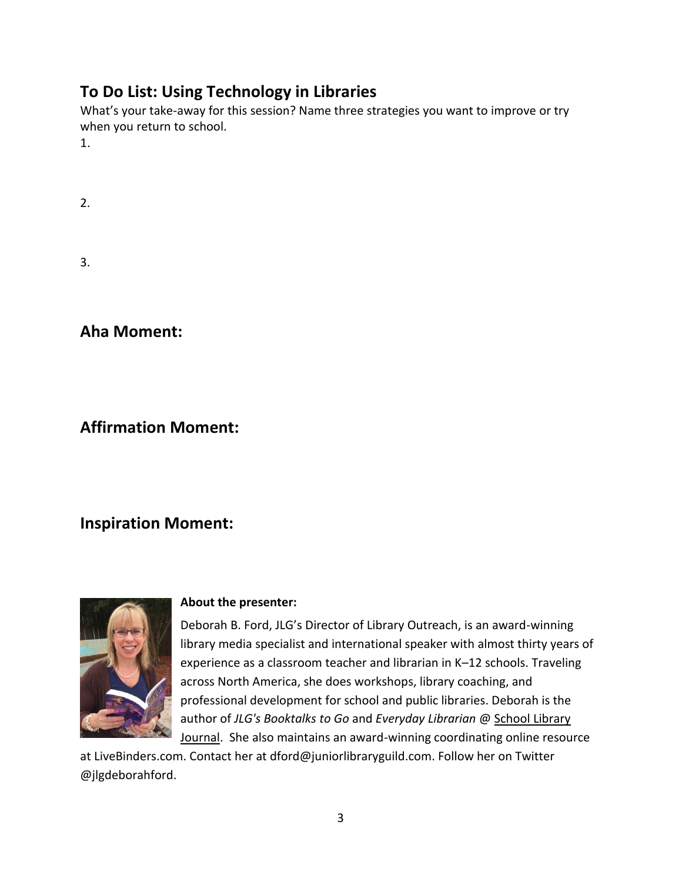## To Do List: Using Technology in Libraries

What's your take-away for this session? Name three strategies you want to improve or try when you return to school.

1.

2.

3.

## Aha Moment:

## Affirmation Moment:

## Inspiration Moment:

**About the presenter:**

Deborah B. Ford, JLG's Director of Library Outreach, is an award-winning library media specialist and international speaker with almost thirty years of experience as a classroom teacher and librarian in K–12 schools. Traveling across North America, she does workshops, library coaching, and professional development for school and public libraries. Deborah is the author of *JLG's Booktalks to Go* and *Everyday Librarian* @ School Library Journal. She also maintains an award-winning coordinating online resource at LiveBinders.com. Contact her at dford@juniorlibraryguild.com. Follow her on Twitter @jlgdeborahford.